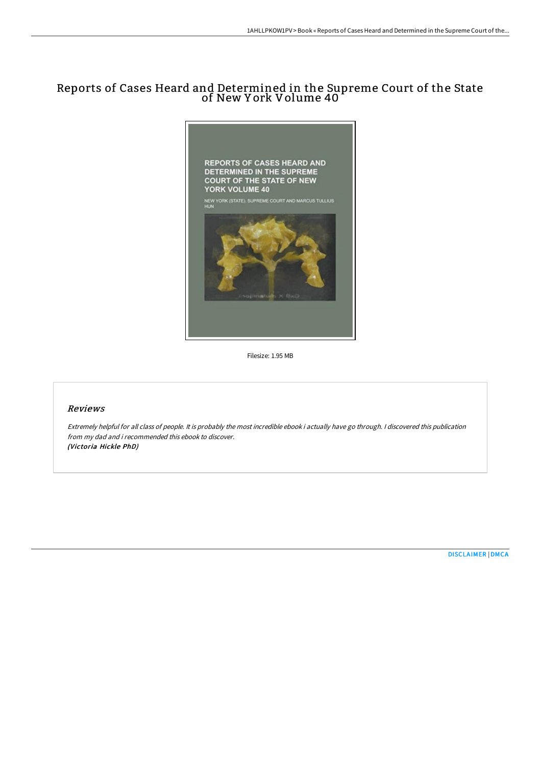# Reports of Cases Heard and Determined in the Supreme Court of the State of New York Volume 40

Filesize: 1.95 MB

## Reviews

*Extremely helpful for all class of people. It is probably the most incredible ebook i actually have go through. I discovered this publication from my dad and i recommended this ebook to discover.*
***(Victoria Hickle PhD)***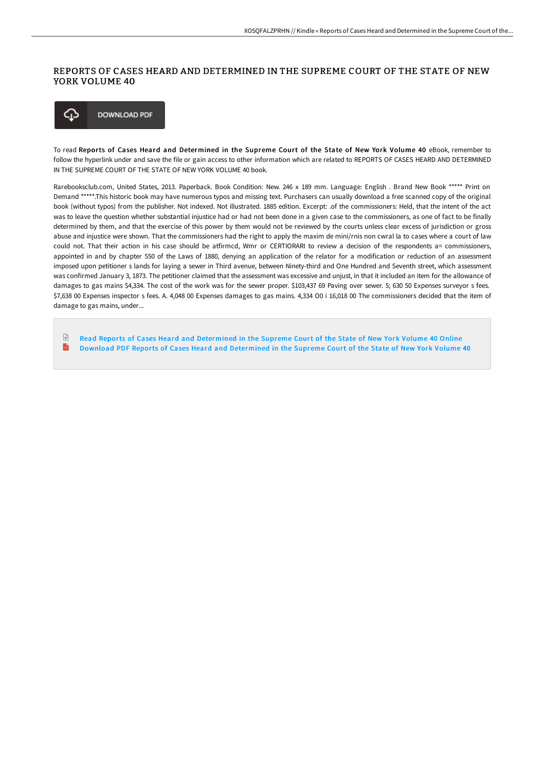# REPORTS OF CASES HEARD AND DETERMINED IN THE SUPREME COURT OF THE STATE OF NEW YORK VOLUME 40

DOWNLOAD PDF

To read **Reports of Cases Heard and Determined in the Supreme Court of the State of New York Volume 40** eBook, remember to follow the hyperlink under and save the file or gain access to other information which are related to REPORTS OF CASES HEARD AND DETERMINED IN THE SUPREME COURT OF THE STATE OF NEW YORK VOLUME 40 book.

Rarebooksclub.com, United States, 2013. Paperback. Book Condition: New. 246 x 189 mm. Language: English . Brand New Book ***** Print on Demand *****.This historic book may have numerous typos and missing text. Purchasers can usually download a free scanned copy of the original book (without typos) from the publisher. Not indexed. Not illustrated. 1885 edition. Excerpt: .of the commissioners: Held, that the intent of the act was to leave the question whether substantial injustice had or had not been done in a given case to the commissioners, as one of fact to be finally determined by them, and that the exercise of this power by them would not be reviewed by the courts unless clear excess of jurisdiction or gross abuse and injustice were shown. That the commissioners had the right to apply the maxim de mini/rnis non cwral la to cases where a court of law could not. That their action in his case should be atfirmcd, Wmr or CERTIORARI to review a decision of the respondents a= commissioners, appointed in and by chapter 550 of the Laws of 1880, denying an application of the relator for a modification or reduction of an assessment imposed upon petitioner s lands for laying a sewer in Third avenue, between Ninety-third and One Hundred and Seventh street, which assessment was confirmed January 3, 1873. The petitioner claimed that the assessment was excessive and unjust, in that it included an item for the allowance of damages to gas mains $4,334. The cost of the work was for the sewer proper. $103,437 69 Paving over sewer. 5; 630 50 Expenses surveyor s fees. $7,638 00 Expenses inspector s fees. A. 4,048 00 Expenses damages to gas mains. 4,334 O0 i 16,018 00 The commissioners decided that the item of damage to gas mains, under...

- Read Reports of Cases Heard and Determined in the Supreme Court of the State of New York Volume 40 Online
- Download PDF Reports of Cases Heard and Determined in the Supreme Court of the State of New York Volume 40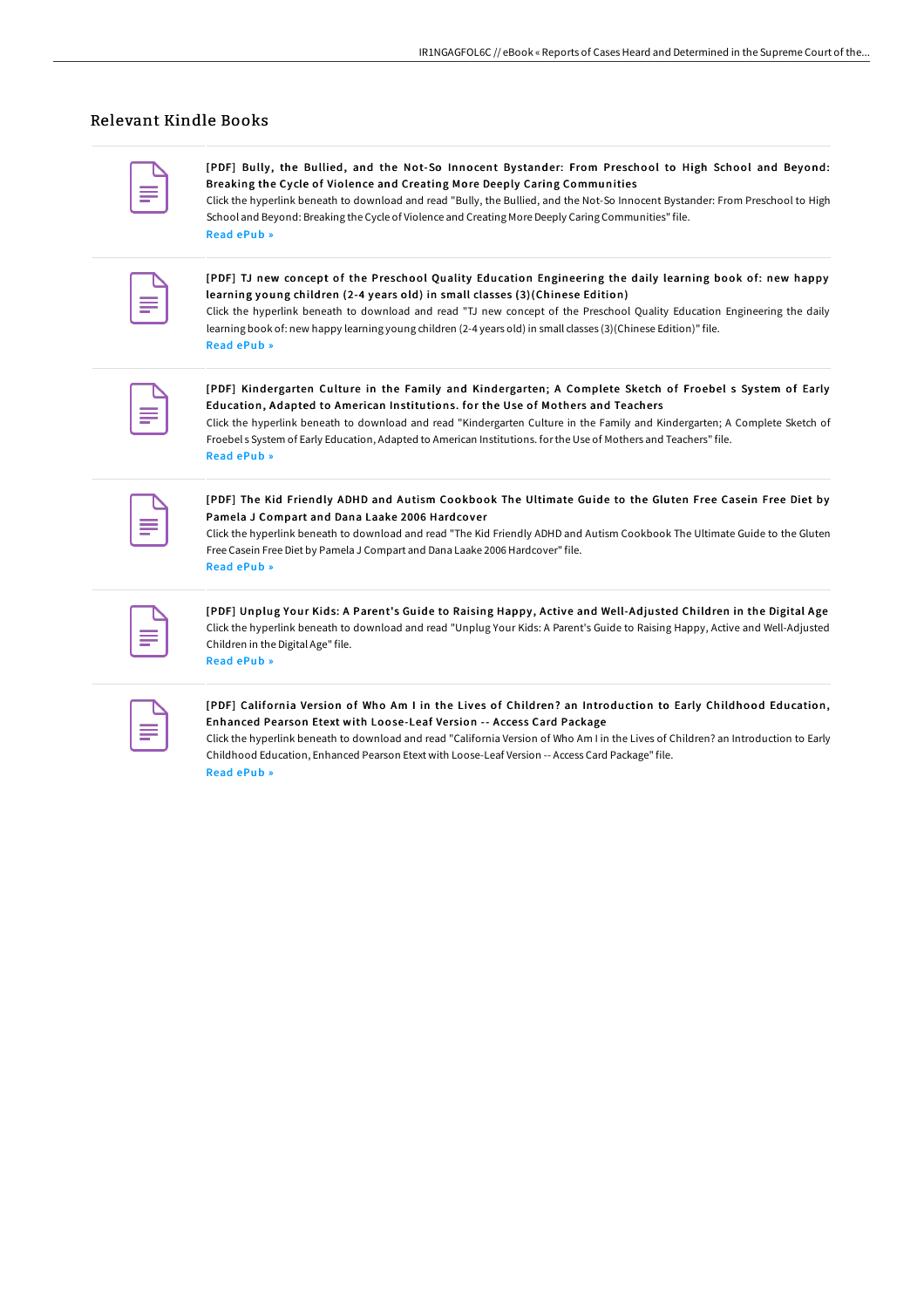## Relevant Kindle Books

**[PDF] Bully, the Bullied, and the Not-So Innocent Bystander: From Preschool to High School and Beyond: Breaking the Cycle of Violence and Creating More Deeply Caring Communities**

Click the hyperlink beneath to download and read "Bully, the Bullied, and the Not-So Innocent Bystander: From Preschool to High School and Beyond: Breaking the Cycle of Violence and Creating More Deeply Caring Communities" file.

Read ePub »

**[PDF] TJ new concept of the Preschool Quality Education Engineering the daily learning book of: new happy learning young children (2-4 years old) in small classes (3)(Chinese Edition)**

Click the hyperlink beneath to download and read "TJ new concept of the Preschool Quality Education Engineering the daily learning book of: new happy learning young children (2-4 years old) in small classes (3)(Chinese Edition)" file.

Read ePub »

**[PDF] Kindergarten Culture in the Family and Kindergarten; A Complete Sketch of Froebel s System of Early Education, Adapted to American Institutions. for the Use of Mothers and Teachers**

Click the hyperlink beneath to download and read "Kindergarten Culture in the Family and Kindergarten; A Complete Sketch of Froebel s System of Early Education, Adapted to American Institutions. for the Use of Mothers and Teachers" file.

Read ePub »

**[PDF] The Kid Friendly ADHD and Autism Cookbook The Ultimate Guide to the Gluten Free Casein Free Diet by Pamela J Compart and Dana Laake 2006 Hardcover**

Click the hyperlink beneath to download and read "The Kid Friendly ADHD and Autism Cookbook The Ultimate Guide to the Gluten Free Casein Free Diet by Pamela J Compart and Dana Laake 2006 Hardcover" file.

Read ePub »

**[PDF] Unplug Your Kids: A Parent's Guide to Raising Happy, Active and Well-Adjusted Children in the Digital Age**

Click the hyperlink beneath to download and read "Unplug Your Kids: A Parent's Guide to Raising Happy, Active and Well-Adjusted Children in the Digital Age" file.

Read ePub »

**[PDF] California Version of Who Am I in the Lives of Children? an Introduction to Early Childhood Education, Enhanced Pearson Etext with Loose-Leaf Version -- Access Card Package**

Click the hyperlink beneath to download and read "California Version of Who Am I in the Lives of Children? an Introduction to Early Childhood Education, Enhanced Pearson Etext with Loose-Leaf Version -- Access Card Package" file.

Read ePub »